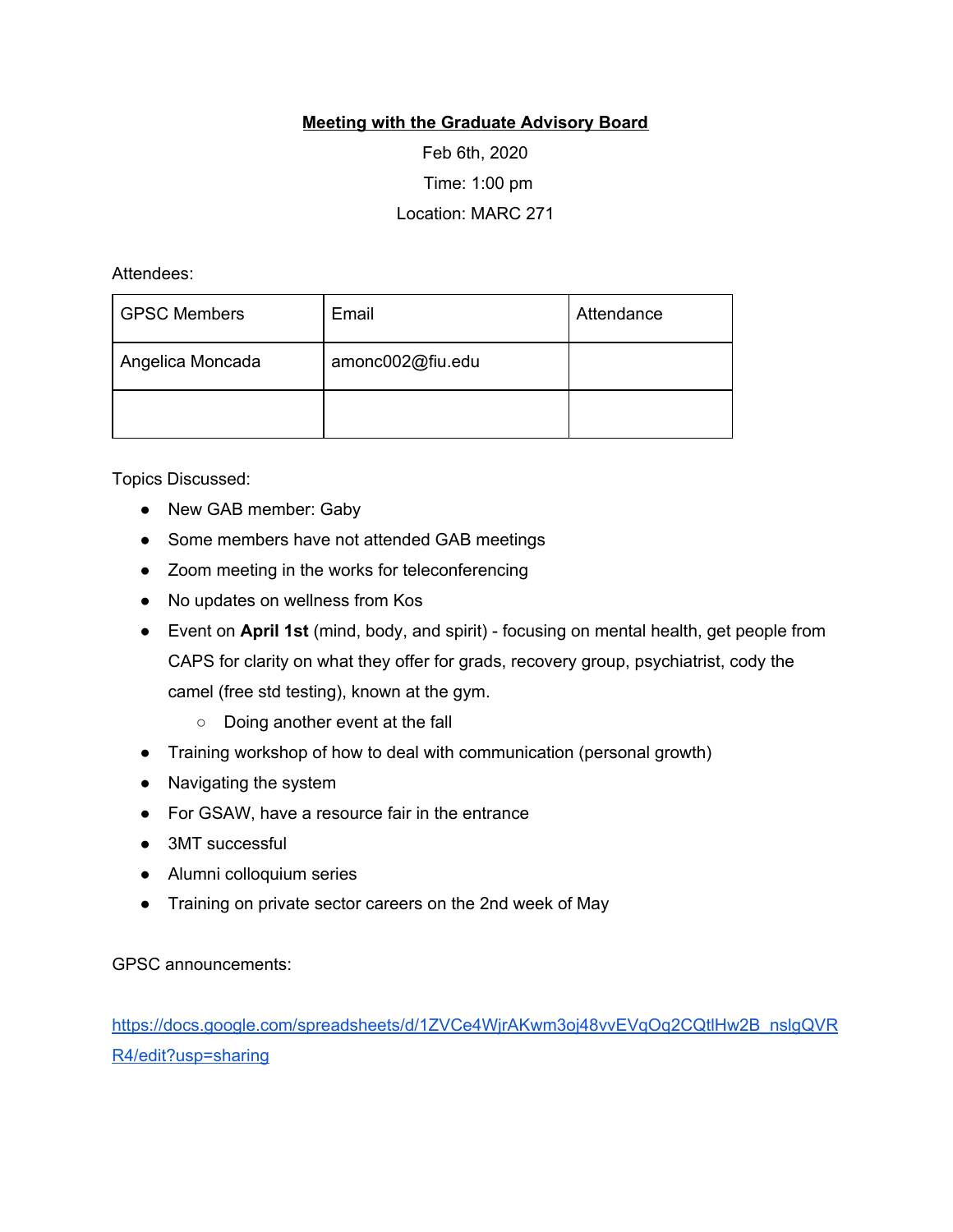**Meeting with the Graduate Advisory Board**

Feb 6th, 2020

Time: 1:00 pm

Location: MARC 271

Attendees:

| GPSC Members | Email | Attendance |
|---|---|---|
| Angelica Moncada | amonc002@fiu.edu | |
| | | |

Topics Discussed:

- New GAB member: Gaby
- Some members have not attended GAB meetings
- Zoom meeting in the works for teleconferencing
- No updates on wellness from Kos
- Event on **April 1st** (mind, body, and spirit) - focusing on mental health, get people from CAPS for clarity on what they offer for grads, recovery group, psychiatrist, cody the camel (free std testing), known at the gym.
  - Doing another event at the fall
- Training workshop of how to deal with communication (personal growth)
- Navigating the system
- For GSAW, have a resource fair in the entrance
- 3MT successful
- Alumni colloquium series
- Training on private sector careers on the 2nd week of May

GPSC announcements:

https://docs.google.com/spreadsheets/d/1ZVCe4WjrAKwm3oj48vvEVqOq2CQtlHw2B_nslgQVRR4/edit?usp=sharing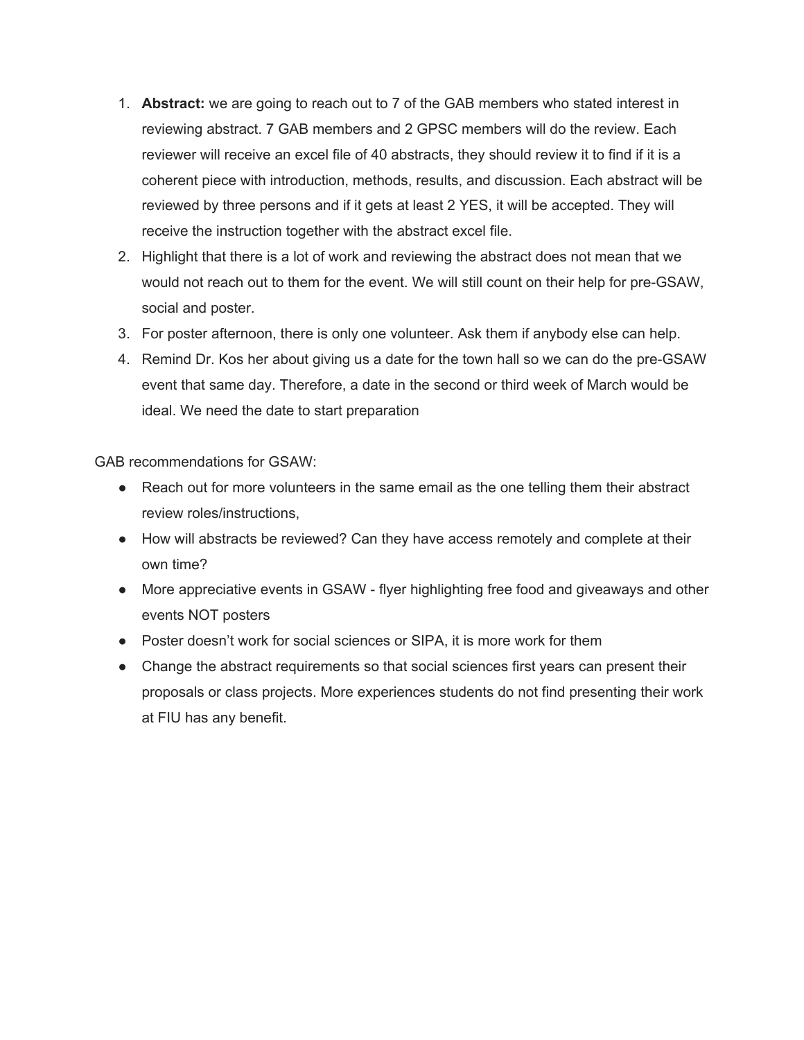1. **Abstract:** we are going to reach out to 7 of the GAB members who stated interest in reviewing abstract. 7 GAB members and 2 GPSC members will do the review. Each reviewer will receive an excel file of 40 abstracts, they should review it to find if it is a coherent piece with introduction, methods, results, and discussion. Each abstract will be reviewed by three persons and if it gets at least 2 YES, it will be accepted. They will receive the instruction together with the abstract excel file.
2. Highlight that there is a lot of work and reviewing the abstract does not mean that we would not reach out to them for the event. We will still count on their help for pre-GSAW, social and poster.
3. For poster afternoon, there is only one volunteer. Ask them if anybody else can help.
4. Remind Dr. Kos her about giving us a date for the town hall so we can do the pre-GSAW event that same day. Therefore, a date in the second or third week of March would be ideal. We need the date to start preparation

GAB recommendations for GSAW:

- Reach out for more volunteers in the same email as the one telling them their abstract review roles/instructions,
- How will abstracts be reviewed? Can they have access remotely and complete at their own time?
- More appreciative events in GSAW - flyer highlighting free food and giveaways and other events NOT posters
- Poster doesn't work for social sciences or SIPA, it is more work for them
- Change the abstract requirements so that social sciences first years can present their proposals or class projects. More experiences students do not find presenting their work at FIU has any benefit.